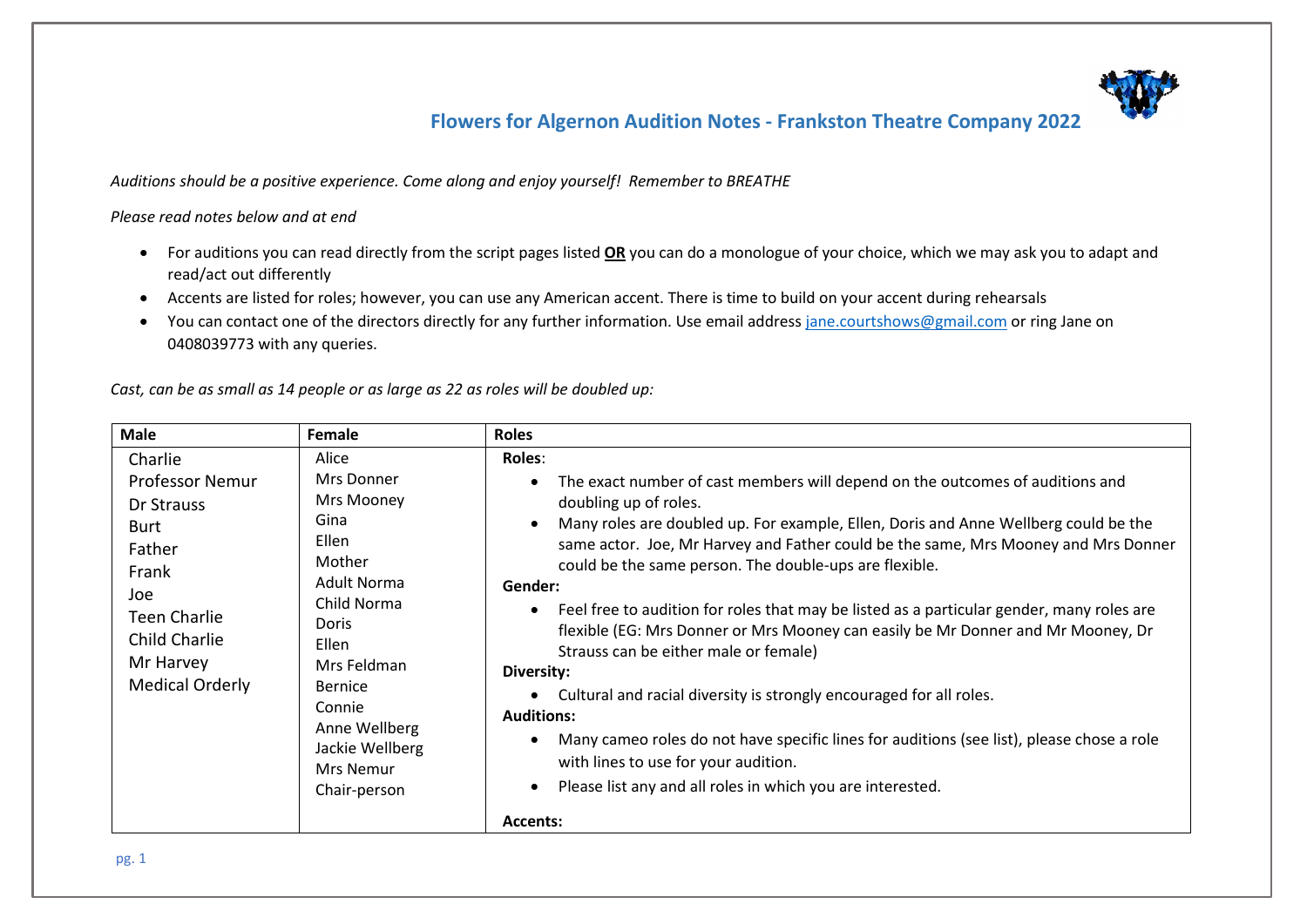# Flowers for Algernon Audition Notes - Frankston Theatre Company 2022

*Auditions should be a positive experience. Come along and enjoy yourself! Remember to BREATHE*

*Please read notes below and at end*

- For auditions you can read directly from the script pages listed **OR** you can do a monologue of your choice, which we may ask you to adapt and read/act out differently
- Accents are listed for roles; however, you can use any American accent. There is time to build on your accent during rehearsals
- You can contact one of the directors directly for any further information. Use email address jane.courtshows@gmail.com or ring Jane on 0408039773 with any queries.

*Cast, can be as small as 14 people or as large as 22 as roles will be doubled up:*

| Male | Female | Roles |
|---|---|---|
| Charlie<br>Professor Nemur<br>Dr Strauss<br>Burt<br>Father<br>Frank<br>Joe<br>Teen Charlie<br>Child Charlie<br>Mr Harvey<br>Medical Orderly | Alice<br>Mrs Donner<br>Mrs Mooney<br>Gina<br>Ellen<br>Mother<br>Adult Norma<br>Child Norma<br>Doris<br>Ellen<br>Mrs Feldman<br>Bernice<br>Connie<br>Anne Wellberg<br>Jackie Wellberg<br>Mrs Nemur<br>Chair-person | **Roles**:<br>• The exact number of cast members will depend on the outcomes of auditions and doubling up of roles.<br>• Many roles are doubled up. For example, Ellen, Doris and Anne Wellberg could be the same actor. Joe, Mr Harvey and Father could be the same, Mrs Mooney and Mrs Donner could be the same person. The double-ups are flexible.<br>**Gender:**<br>• Feel free to audition for roles that may be listed as a particular gender, many roles are flexible (EG: Mrs Donner or Mrs Mooney can easily be Mr Donner and Mr Mooney, Dr Strauss can be either male or female)<br>**Diversity:**<br>• Cultural and racial diversity is strongly encouraged for all roles.<br>**Auditions:**<br>• Many cameo roles do not have specific lines for auditions (see list), please chose a role with lines to use for your audition.<br>• Please list any and all roles in which you are interested.<br><br>**Accents:** |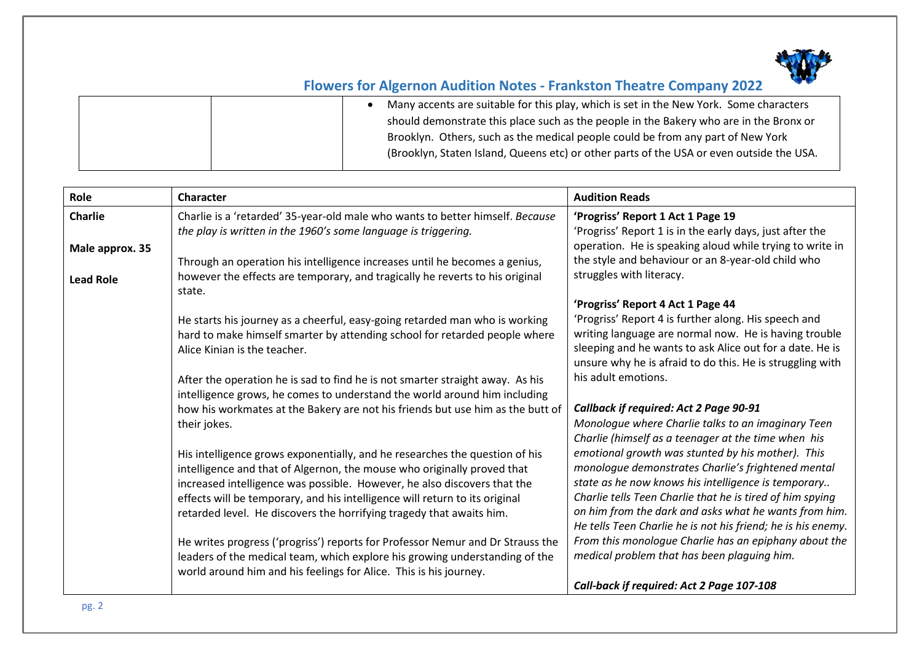## Flowers for Algernon Audition Notes - Frankston Theatre Company 2022

| | | |
|---|---|---|
| | | • Many accents are suitable for this play, which is set in the New York. Some characters should demonstrate this place such as the people in the Bakery who are in the Bronx or Brooklyn. Others, such as the medical people could be from any part of New York (Brooklyn, Staten Island, Queens etc) or other parts of the USA or even outside the USA. |

| Role | Character | Audition Reads |
|---|---|---|
| **Charlie**<br><br>**Male approx. 35**<br><br>**Lead Role** | Charlie is a 'retarded' 35-year-old male who wants to better himself. *Because the play is written in the 1960's some language is triggering.*<br><br>Through an operation his intelligence increases until he becomes a genius, however the effects are temporary, and tragically he reverts to his original state.<br><br>He starts his journey as a cheerful, easy-going retarded man who is working hard to make himself smarter by attending school for retarded people where Alice Kinian is the teacher.<br><br>After the operation he is sad to find he is not smarter straight away. As his intelligence grows, he comes to understand the world around him including how his workmates at the Bakery are not his friends but use him as the butt of their jokes.<br><br>His intelligence grows exponentially, and he researches the question of his intelligence and that of Algernon, the mouse who originally proved that increased intelligence was possible. However, he also discovers that the effects will be temporary, and his intelligence will return to its original retarded level. He discovers the horrifying tragedy that awaits him.<br><br>He writes progress ('progriss') reports for Professor Nemur and Dr Strauss the leaders of the medical team, which explore his growing understanding of the world around him and his feelings for Alice. This is his journey. | **'Progriss' Report 1 Act 1 Page 19**<br>'Progriss' Report 1 is in the early days, just after the operation. He is speaking aloud while trying to write in the style and behaviour or an 8-year-old child who struggles with literacy.<br><br>**'Progriss' Report 4 Act 1 Page 44**<br>'Progriss' Report 4 is further along. His speech and writing language are normal now. He is having trouble sleeping and he wants to ask Alice out for a date. He is unsure why he is afraid to do this. He is struggling with his adult emotions.<br><br>***Callback if required: Act 2 Page 90-91***<br>*Monologue where Charlie talks to an imaginary Teen Charlie (himself as a teenager at the time when his emotional growth was stunted by his mother). This monologue demonstrates Charlie's frightened mental state as he now knows his intelligence is temporary.. Charlie tells Teen Charlie that he is tired of him spying on him from the dark and asks what he wants from him. He tells Teen Charlie he is not his friend; he is his enemy. From this monologue Charlie has an epiphany about the medical problem that has been plaguing him.*<br><br>***Call-back if required: Act 2 Page 107-108*** |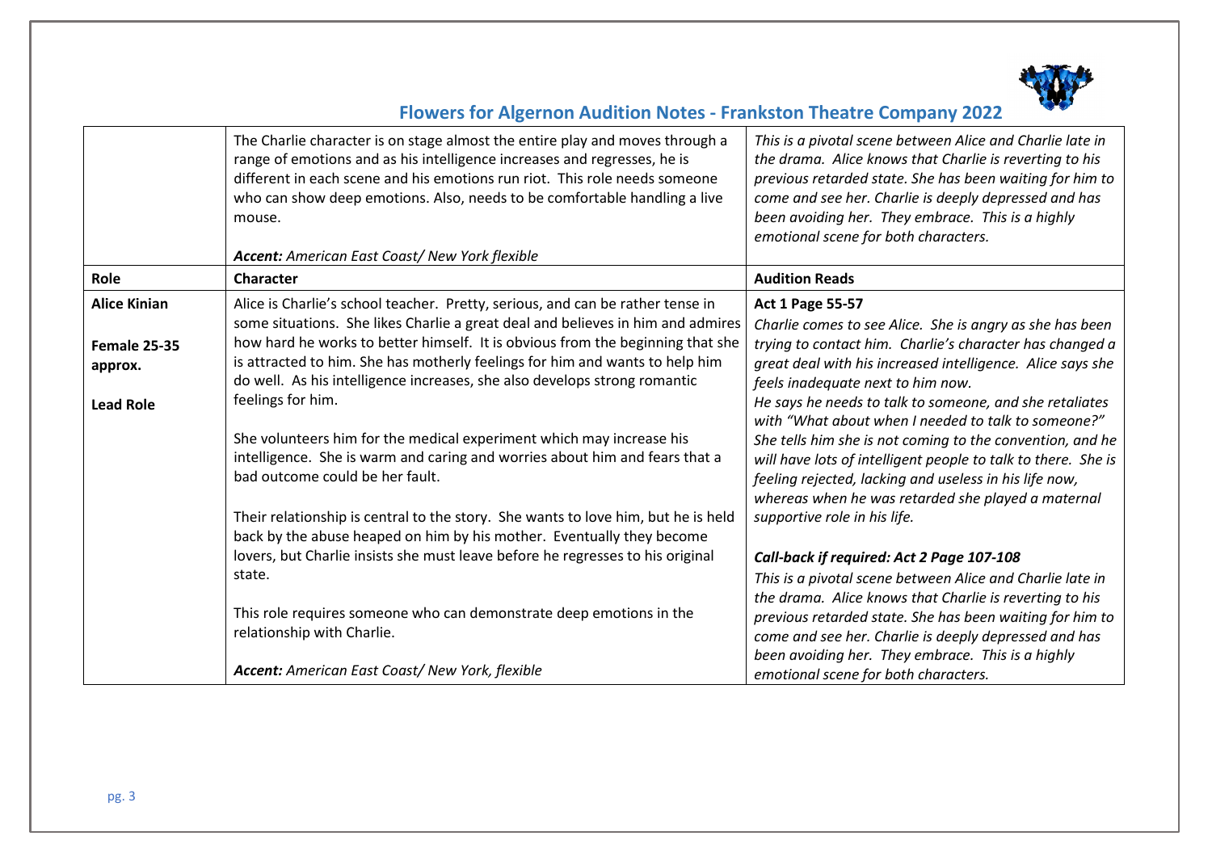## Flowers for Algernon Audition Notes - Frankston Theatre Company 2022

| | | |
|---|---|---|
| | The Charlie character is on stage almost the entire play and moves through a range of emotions and as his intelligence increases and regresses, he is different in each scene and his emotions run riot. This role needs someone who can show deep emotions. Also, needs to be comfortable handling a live mouse.<br><br>***Accent:*** *American East Coast/ New York flexible* | *This is a pivotal scene between Alice and Charlie late in the drama. Alice knows that Charlie is reverting to his previous retarded state. She has been waiting for him to come and see her. Charlie is deeply depressed and has been avoiding her. They embrace. This is a highly emotional scene for both characters.* |
| **Role** | **Character** | **Audition Reads** |
| **Alice Kinian**<br><br>**Female 25-35 approx.**<br><br>**Lead Role** | Alice is Charlie's school teacher. Pretty, serious, and can be rather tense in some situations. She likes Charlie a great deal and believes in him and admires how hard he works to better himself. It is obvious from the beginning that she is attracted to him. She has motherly feelings for him and wants to help him do well. As his intelligence increases, she also develops strong romantic feelings for him.<br><br>She volunteers him for the medical experiment which may increase his intelligence. She is warm and caring and worries about him and fears that a bad outcome could be her fault.<br><br>Their relationship is central to the story. She wants to love him, but he is held back by the abuse heaped on him by his mother. Eventually they become lovers, but Charlie insists she must leave before he regresses to his original state.<br><br>This role requires someone who can demonstrate deep emotions in the relationship with Charlie.<br><br>***Accent:*** *American East Coast/ New York, flexible* | **Act 1 Page 55-57**<br>*Charlie comes to see Alice. She is angry as she has been trying to contact him. Charlie's character has changed a great deal with his increased intelligence. Alice says she feels inadequate next to him now.*<br>*He says he needs to talk to someone, and she retaliates with "What about when I needed to talk to someone?" She tells him she is not coming to the convention, and he will have lots of intelligent people to talk to there. She is feeling rejected, lacking and useless in his life now, whereas when he was retarded she played a maternal supportive role in his life.*<br><br>***Call-back if required: Act 2 Page 107-108***<br>*This is a pivotal scene between Alice and Charlie late in the drama. Alice knows that Charlie is reverting to his previous retarded state. She has been waiting for him to come and see her. Charlie is deeply depressed and has been avoiding her. They embrace. This is a highly emotional scene for both characters.* |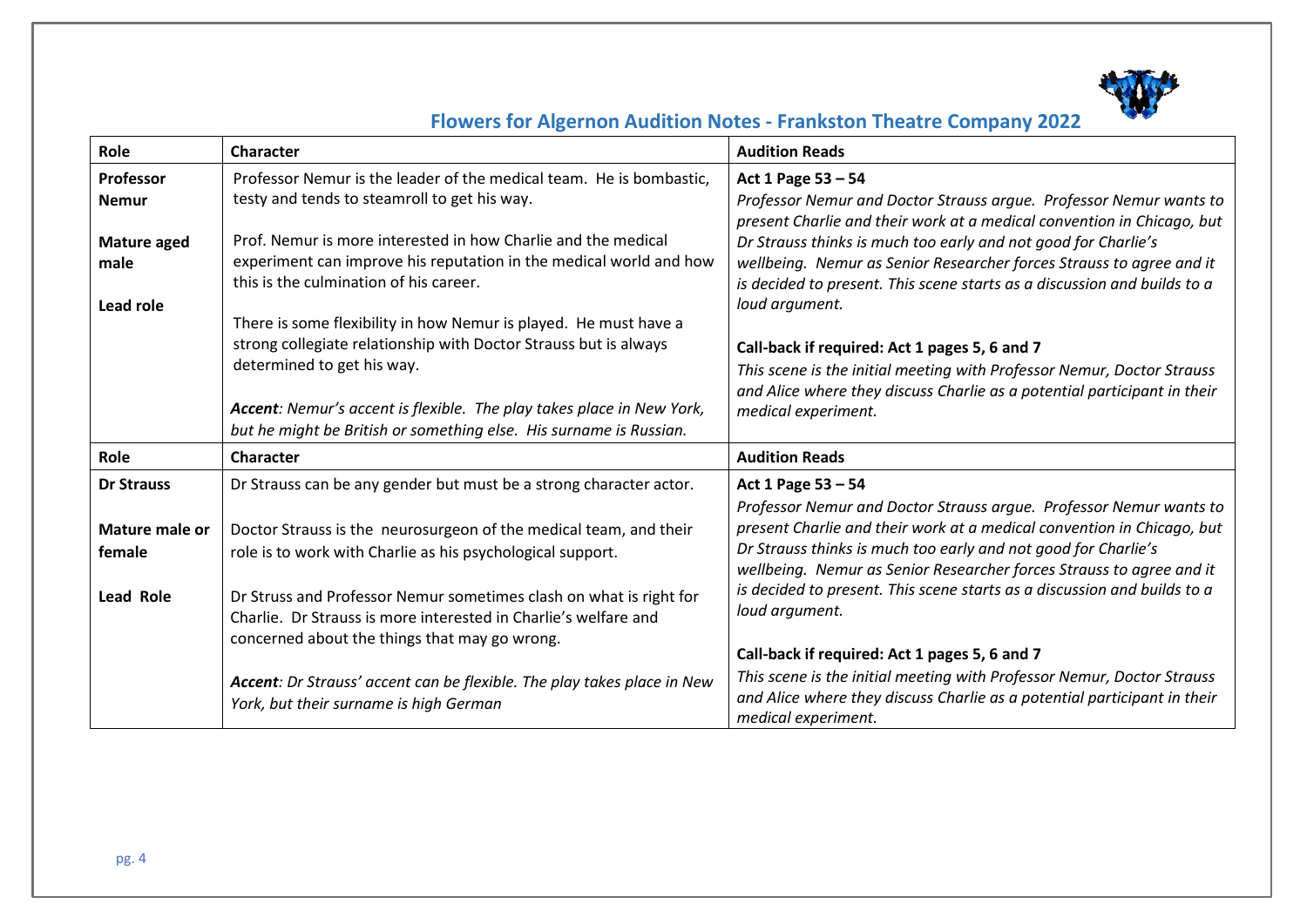## Flowers for Algernon Audition Notes - Frankston Theatre Company 2022

| Role | Character | Audition Reads |
| --- | --- | --- |
| **Professor Nemur**<br><br>**Mature aged male**<br><br>**Lead role** | Professor Nemur is the leader of the medical team. He is bombastic, testy and tends to steamroll to get his way.<br><br>Prof. Nemur is more interested in how Charlie and the medical experiment can improve his reputation in the medical world and how this is the culmination of his career.<br><br>There is some flexibility in how Nemur is played. He must have a strong collegiate relationship with Doctor Strauss but is always determined to get his way.<br><br>***Accent****: Nemur's accent is flexible. The play takes place in New York, but he might be British or something else. His surname is Russian.* | **Act 1 Page 53 – 54**<br>*Professor Nemur and Doctor Strauss argue. Professor Nemur wants to present Charlie and their work at a medical convention in Chicago, but Dr Strauss thinks is much too early and not good for Charlie's wellbeing. Nemur as Senior Researcher forces Strauss to agree and it is decided to present. This scene starts as a discussion and builds to a loud argument.*<br><br>**Call-back if required: Act 1 pages 5, 6 and 7**<br>*This scene is the initial meeting with Professor Nemur, Doctor Strauss and Alice where they discuss Charlie as a potential participant in their medical experiment.* |
| **Role** | **Character** | **Audition Reads** |
| **Dr Strauss**<br><br>**Mature male or female**<br><br>**Lead Role** | Dr Strauss can be any gender but must be a strong character actor.<br><br>Doctor Strauss is the neurosurgeon of the medical team, and their role is to work with Charlie as his psychological support.<br><br>Dr Struss and Professor Nemur sometimes clash on what is right for Charlie. Dr Strauss is more interested in Charlie's welfare and concerned about the things that may go wrong.<br><br>***Accent****: Dr Strauss' accent can be flexible. The play takes place in New York, but their surname is high German* | **Act 1 Page 53 – 54**<br>*Professor Nemur and Doctor Strauss argue. Professor Nemur wants to present Charlie and their work at a medical convention in Chicago, but Dr Strauss thinks is much too early and not good for Charlie's wellbeing. Nemur as Senior Researcher forces Strauss to agree and it is decided to present. This scene starts as a discussion and builds to a loud argument.*<br><br>**Call-back if required: Act 1 pages 5, 6 and 7**<br>*This scene is the initial meeting with Professor Nemur, Doctor Strauss and Alice where they discuss Charlie as a potential participant in their medical experiment.* |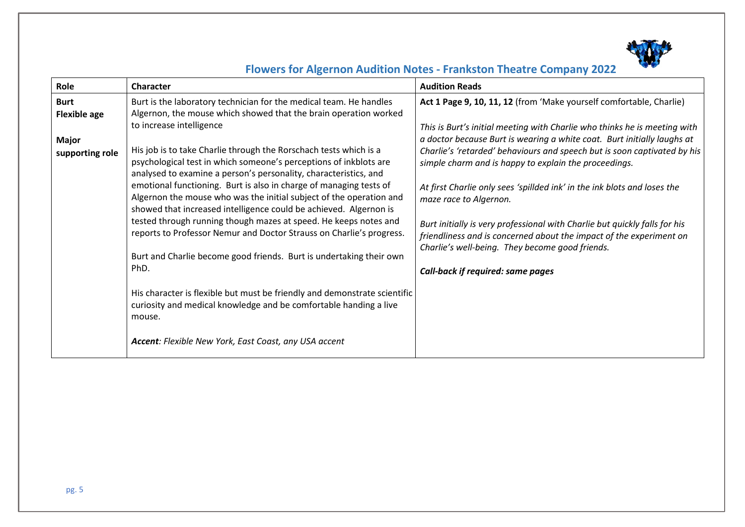## Flowers for Algernon Audition Notes - Frankston Theatre Company 2022

| Role | Character | Audition Reads |
|---|---|---|
| **Burt**<br>**Flexible age**<br><br>**Major supporting role** | Burt is the laboratory technician for the medical team. He handles Algernon, the mouse which showed that the brain operation worked to increase intelligence<br><br>His job is to take Charlie through the Rorschach tests which is a psychological test in which someone's perceptions of inkblots are analysed to examine a person's personality, characteristics, and emotional functioning. Burt is also in charge of managing tests of Algernon the mouse who was the initial subject of the operation and showed that increased intelligence could be achieved. Algernon is tested through running though mazes at speed. He keeps notes and reports to Professor Nemur and Doctor Strauss on Charlie's progress.<br><br>Burt and Charlie become good friends. Burt is undertaking their own PhD.<br><br>His character is flexible but must be friendly and demonstrate scientific curiosity and medical knowledge and be comfortable handing a live mouse.<br><br>***Accent****: Flexible New York, East Coast, any USA accent* | **Act 1 Page 9, 10, 11, 12** (from 'Make yourself comfortable, Charlie)<br><br>*This is Burt's initial meeting with Charlie who thinks he is meeting with a doctor because Burt is wearing a white coat. Burt initially laughs at Charlie's 'retarded' behaviours and speech but is soon captivated by his simple charm and is happy to explain the proceedings.*<br><br>*At first Charlie only sees 'spillded ink' in the ink blots and loses the maze race to Algernon.*<br><br>*Burt initially is very professional with Charlie but quickly falls for his friendliness and is concerned about the impact of the experiment on Charlie's well-being. They become good friends.*<br><br>***Call-back if required: same pages*** |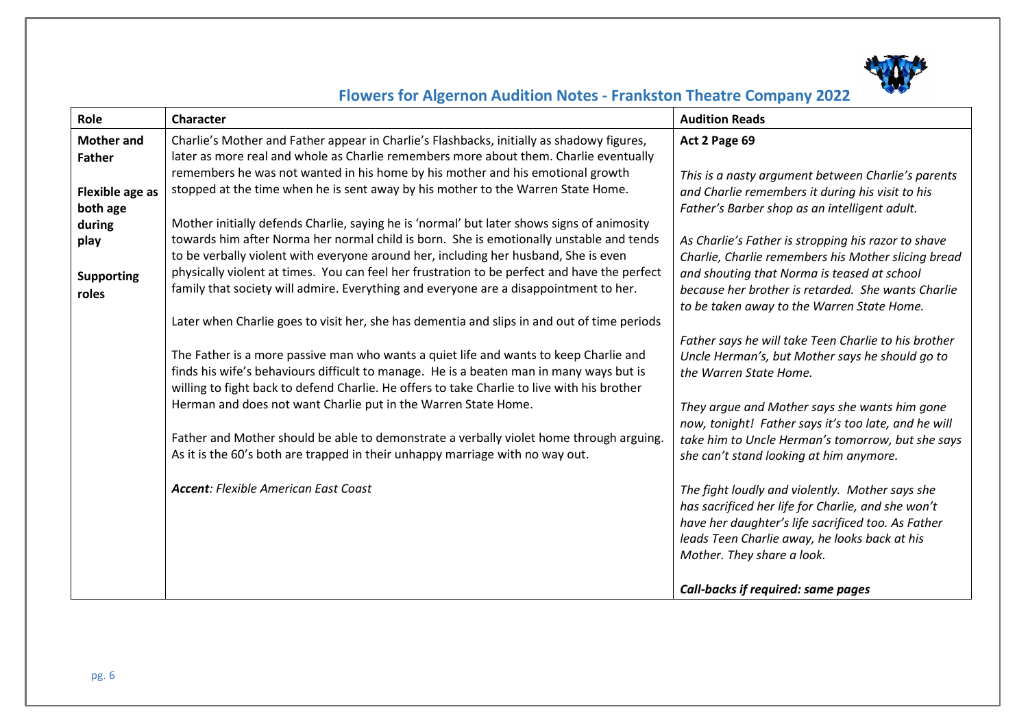## Flowers for Algernon Audition Notes - Frankston Theatre Company 2022

| Role | Character | Audition Reads |
|---|---|---|
| **Mother and Father**<br><br>**Flexible age as both age during play**<br><br>**Supporting roles** | Charlie's Mother and Father appear in Charlie's Flashbacks, initially as shadowy figures, later as more real and whole as Charlie remembers more about them. Charlie eventually remembers he was not wanted in his home by his mother and his emotional growth stopped at the time when he is sent away by his mother to the Warren State Home.<br><br>Mother initially defends Charlie, saying he is 'normal' but later shows signs of animosity towards him after Norma her normal child is born. She is emotionally unstable and tends to be verbally violent with everyone around her, including her husband, She is even physically violent at times. You can feel her frustration to be perfect and have the perfect family that society will admire. Everything and everyone are a disappointment to her.<br><br>Later when Charlie goes to visit her, she has dementia and slips in and out of time periods<br><br>The Father is a more passive man who wants a quiet life and wants to keep Charlie and finds his wife's behaviours difficult to manage. He is a beaten man in many ways but is willing to fight back to defend Charlie. He offers to take Charlie to live with his brother Herman and does not want Charlie put in the Warren State Home.<br><br>Father and Mother should be able to demonstrate a verbally violet home through arguing. As it is the 60's both are trapped in their unhappy marriage with no way out.<br><br>***Accent****: Flexible American East Coast* | **Act 2 Page 69**<br><br>*This is a nasty argument between Charlie's parents and Charlie remembers it during his visit to his Father's Barber shop as an intelligent adult.*<br><br>*As Charlie's Father is stropping his razor to shave Charlie, Charlie remembers his Mother slicing bread and shouting that Norma is teased at school because her brother is retarded. She wants Charlie to be taken away to the Warren State Home.*<br><br>*Father says he will take Teen Charlie to his brother Uncle Herman's, but Mother says he should go to the Warren State Home.*<br><br>*They argue and Mother says she wants him gone now, tonight! Father says it's too late, and he will take him to Uncle Herman's tomorrow, but she says she can't stand looking at him anymore.*<br><br>*The fight loudly and violently. Mother says she has sacrificed her life for Charlie, and she won't have her daughter's life sacrificed too. As Father leads Teen Charlie away, he looks back at his Mother. They share a look.*<br><br>***Call-backs if required: same pages*** |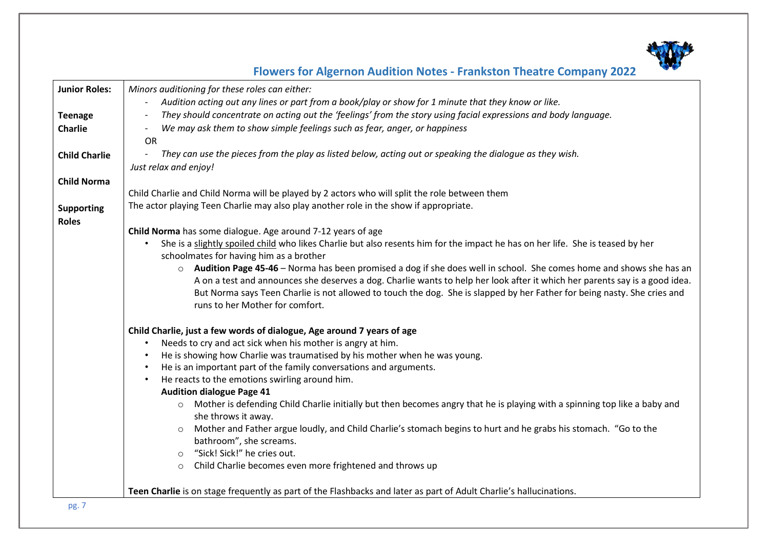## Flowers for Algernon Audition Notes - Frankston Theatre Company 2022

| **Junior Roles:**<br><br>**Teenage Charlie**<br><br>**Child Charlie**<br><br>**Child Norma**<br><br>**Supporting Roles** | *Minors auditioning for these roles can either:*<br>- *Audition acting out any lines or part from a book/play or show for 1 minute that they know or like.*<br>- *They should concentrate on acting out the 'feelings' from the story using facial expressions and body language.*<br>- *We may ask them to show simple feelings such as fear, anger, or happiness*<br>OR<br>- *They can use the pieces from the play as listed below, acting out or speaking the dialogue as they wish.*<br>*Just relax and enjoy!*<br><br>Child Charlie and Child Norma will be played by 2 actors who will split the role between them<br>The actor playing Teen Charlie may also play another role in the show if appropriate.<br><br>**Child Norma** has some dialogue. Age around 7-12 years of age<br>• She is a slightly spoiled child who likes Charlie but also resents him for the impact he has on her life. She is teased by her schoolmates for having him as a brother<br>  ○ **Audition Page 45-46** – Norma has been promised a dog if she does well in school. She comes home and shows she has an A on a test and announces she deserves a dog. Charlie wants to help her look after it which her parents say is a good idea. But Norma says Teen Charlie is not allowed to touch the dog. She is slapped by her Father for being nasty. She cries and runs to her Mother for comfort.<br><br>**Child Charlie, just a few words of dialogue, Age around 7 years of age**<br>• Needs to cry and act sick when his mother is angry at him.<br>• He is showing how Charlie was traumatised by his mother when he was young.<br>• He is an important part of the family conversations and arguments.<br>• He reacts to the emotions swirling around him.<br>**Audition dialogue Page 41**<br>  ○ Mother is defending Child Charlie initially but then becomes angry that he is playing with a spinning top like a baby and she throws it away.<br>  ○ Mother and Father argue loudly, and Child Charlie's stomach begins to hurt and he grabs his stomach. "Go to the bathroom", she screams.<br>  ○ "Sick! Sick!" he cries out.<br>  ○ Child Charlie becomes even more frightened and throws up<br><br>**Teen Charlie** is on stage frequently as part of the Flashbacks and later as part of Adult Charlie's hallucinations. |
|---|---|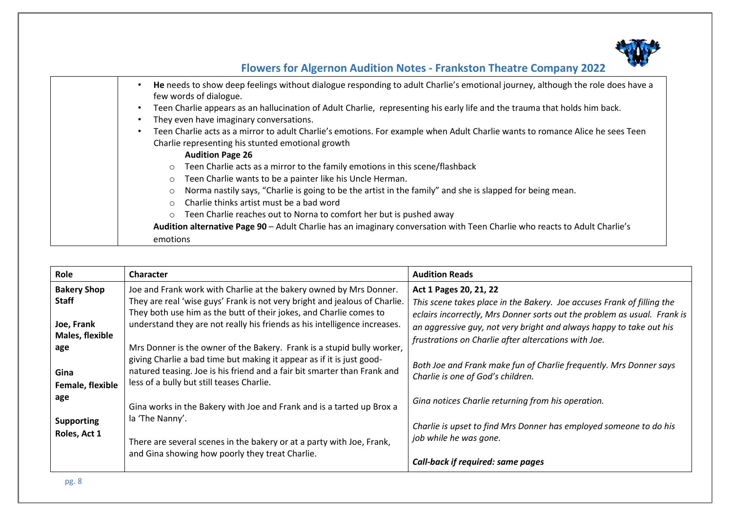| | |
|---|---|
| | • **He** needs to show deep feelings without dialogue responding to adult Charlie's emotional journey, although the role does have a few words of dialogue.<br>• Teen Charlie appears as an hallucination of Adult Charlie, representing his early life and the trauma that holds him back.<br>• They even have imaginary conversations.<br>• Teen Charlie acts as a mirror to adult Charlie's emotions. For example when Adult Charlie wants to romance Alice he sees Teen Charlie representing his stunted emotional growth<br>**Audition Page 26**<br>○ Teen Charlie acts as a mirror to the family emotions in this scene/flashback<br>○ Teen Charlie wants to be a painter like his Uncle Herman.<br>○ Norma nastily says, "Charlie is going to be the artist in the family" and she is slapped for being mean.<br>○ Charlie thinks artist must be a bad word<br>○ Teen Charlie reaches out to Norna to comfort her but is pushed away<br>**Audition alternative Page 90** – Adult Charlie has an imaginary conversation with Teen Charlie who reacts to Adult Charlie's emotions |

| Role | Character | Audition Reads |
|---|---|---|
| **Bakery Shop Staff**<br><br>**Joe, Frank Males, flexible age**<br><br>**Gina Female, flexible age**<br><br>**Supporting Roles, Act 1** | Joe and Frank work with Charlie at the bakery owned by Mrs Donner. They are real 'wise guys' Frank is not very bright and jealous of Charlie. They both use him as the butt of their jokes, and Charlie comes to understand they are not really his friends as his intelligence increases.<br><br>Mrs Donner is the owner of the Bakery. Frank is a stupid bully worker, giving Charlie a bad time but making it appear as if it is just good-natured teasing. Joe is his friend and a fair bit smarter than Frank and less of a bully but still teases Charlie.<br><br>Gina works in the Bakery with Joe and Frank and is a tarted up Brox a la 'The Nanny'.<br><br>There are several scenes in the bakery or at a party with Joe, Frank, and Gina showing how poorly they treat Charlie. | **Act 1 Pages 20, 21, 22**<br>*This scene takes place in the Bakery. Joe accuses Frank of filling the eclairs incorrectly, Mrs Donner sorts out the problem as usual. Frank is an aggressive guy, not very bright and always happy to take out his frustrations on Charlie after altercations with Joe.*<br><br>*Both Joe and Frank make fun of Charlie frequently. Mrs Donner says Charlie is one of God's children.*<br><br>*Gina notices Charlie returning from his operation.*<br><br>*Charlie is upset to find Mrs Donner has employed someone to do his job while he was gone.*<br><br>***Call-back if required: same pages*** |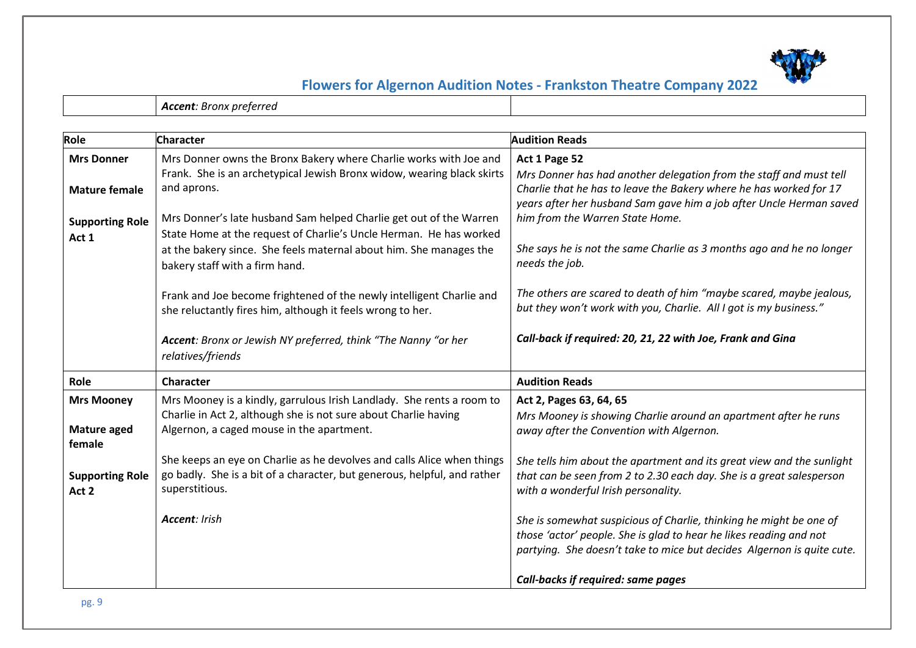## Flowers for Algernon Audition Notes - Frankston Theatre Company 2022

| | | |
|---|---|---|
| | ***Accent**: Bronx preferred* | |

| Role | Character | Audition Reads |
|---|---|---|
| **Mrs Donner**<br><br>**Mature female**<br><br>**Supporting Role Act 1** | Mrs Donner owns the Bronx Bakery where Charlie works with Joe and Frank. She is an archetypical Jewish Bronx widow, wearing black skirts and aprons.<br><br>Mrs Donner's late husband Sam helped Charlie get out of the Warren State Home at the request of Charlie's Uncle Herman. He has worked at the bakery since. She feels maternal about him. She manages the bakery staff with a firm hand.<br><br>Frank and Joe become frightened of the newly intelligent Charlie and she reluctantly fires him, although it feels wrong to her.<br><br>***Accent**: Bronx or Jewish NY preferred, think "The Nanny "or her relatives/friends* | **Act 1 Page 52**<br>*Mrs Donner has had another delegation from the staff and must tell Charlie that he has to leave the Bakery where he has worked for 17 years after her husband Sam gave him a job after Uncle Herman saved him from the Warren State Home.*<br><br>*She says he is not the same Charlie as 3 months ago and he no longer needs the job.*<br><br>*The others are scared to death of him "maybe scared, maybe jealous, but they won't work with you, Charlie. All I got is my business."*<br><br>***Call-back if required: 20, 21, 22 with Joe, Frank and Gina*** |
| **Role** | **Character** | **Audition Reads** |
| **Mrs Mooney**<br><br>**Mature aged female**<br><br>**Supporting Role Act 2** | Mrs Mooney is a kindly, garrulous Irish Landlady. She rents a room to Charlie in Act 2, although she is not sure about Charlie having Algernon, a caged mouse in the apartment.<br><br>She keeps an eye on Charlie as he devolves and calls Alice when things go badly. She is a bit of a character, but generous, helpful, and rather superstitious.<br><br>***Accent**: Irish* | **Act 2, Pages 63, 64, 65**<br>*Mrs Mooney is showing Charlie around an apartment after he runs away after the Convention with Algernon.*<br><br>*She tells him about the apartment and its great view and the sunlight that can be seen from 2 to 2.30 each day. She is a great salesperson with a wonderful Irish personality.*<br><br>*She is somewhat suspicious of Charlie, thinking he might be one of those 'actor' people. She is glad to hear he likes reading and not partying. She doesn't take to mice but decides Algernon is quite cute.*<br><br>***Call-backs if required: same pages*** |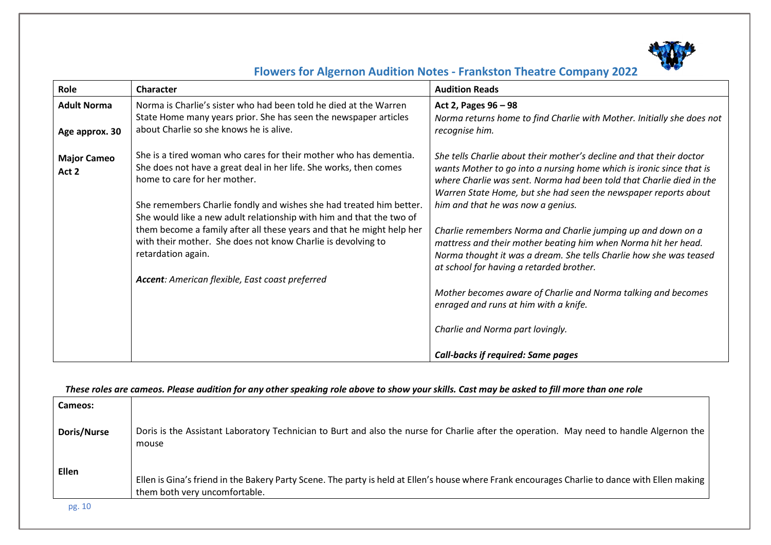## Flowers for Algernon Audition Notes - Frankston Theatre Company 2022

| Role | Character | Audition Reads |
|---|---|---|
| **Adult Norma**<br><br>**Age approx. 30**<br><br>**Major Cameo Act 2** | Norma is Charlie's sister who had been told he died at the Warren State Home many years prior. She has seen the newspaper articles about Charlie so she knows he is alive.<br><br>She is a tired woman who cares for their mother who has dementia. She does not have a great deal in her life. She works, then comes home to care for her mother.<br><br>She remembers Charlie fondly and wishes she had treated him better. She would like a new adult relationship with him and that the two of them become a family after all these years and that he might help her with their mother. She does not know Charlie is devolving to retardation again.<br><br>***Accent****: American flexible, East coast preferred* | **Act 2, Pages 96 – 98**<br>*Norma returns home to find Charlie with Mother. Initially she does not recognise him.*<br><br>*She tells Charlie about their mother's decline and that their doctor wants Mother to go into a nursing home which is ironic since that is where Charlie was sent. Norma had been told that Charlie died in the Warren State Home, but she had seen the newspaper reports about him and that he was now a genius.*<br><br>*Charlie remembers Norma and Charlie jumping up and down on a mattress and their mother beating him when Norma hit her head. Norma thought it was a dream. She tells Charlie how she was teased at school for having a retarded brother.*<br><br>*Mother becomes aware of Charlie and Norma talking and becomes enraged and runs at him with a knife.*<br><br>*Charlie and Norma part lovingly.*<br><br>***Call-backs if required: Same pages*** |

***These roles are cameos. Please audition for any other speaking role above to show your skills. Cast may be asked to fill more than one role***

| **Cameos:** | |
|---|---|
| **Doris/Nurse** | Doris is the Assistant Laboratory Technician to Burt and also the nurse for Charlie after the operation. May need to handle Algernon the mouse |
| **Ellen** | Ellen is Gina's friend in the Bakery Party Scene. The party is held at Ellen's house where Frank encourages Charlie to dance with Ellen making them both very uncomfortable. |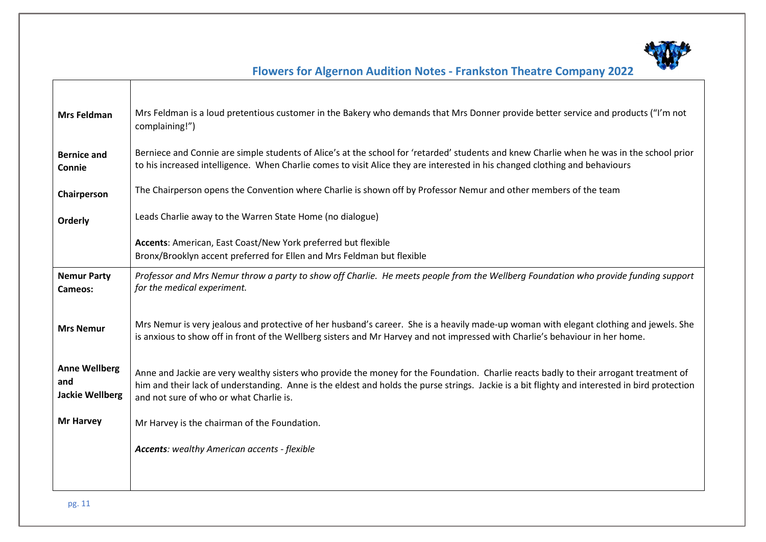| | |
|---|---|
| **Mrs Feldman** | Mrs Feldman is a loud pretentious customer in the Bakery who demands that Mrs Donner provide better service and products ("I'm not complaining!") |
| **Bernice and Connie** | Berniece and Connie are simple students of Alice's at the school for 'retarded' students and knew Charlie when he was in the school prior to his increased intelligence. When Charlie comes to visit Alice they are interested in his changed clothing and behaviours |
| **Chairperson** | The Chairperson opens the Convention where Charlie is shown off by Professor Nemur and other members of the team |
| **Orderly** | Leads Charlie away to the Warren State Home (no dialogue) |
| | **Accents**: American, East Coast/New York preferred but flexible<br>Bronx/Brooklyn accent preferred for Ellen and Mrs Feldman but flexible |
| **Nemur Party Cameos:** | *Professor and Mrs Nemur throw a party to show off Charlie. He meets people from the Wellberg Foundation who provide funding support for the medical experiment.* |
| **Mrs Nemur** | Mrs Nemur is very jealous and protective of her husband's career. She is a heavily made-up woman with elegant clothing and jewels. She is anxious to show off in front of the Wellberg sisters and Mr Harvey and not impressed with Charlie's behaviour in her home. |
| **Anne Wellberg and Jackie Wellberg** | Anne and Jackie are very wealthy sisters who provide the money for the Foundation. Charlie reacts badly to their arrogant treatment of him and their lack of understanding. Anne is the eldest and holds the purse strings. Jackie is a bit flighty and interested in bird protection and not sure of who or what Charlie is. |
| **Mr Harvey** | Mr Harvey is the chairman of the Foundation. |
| | ***Accents**: wealthy American accents - flexible* |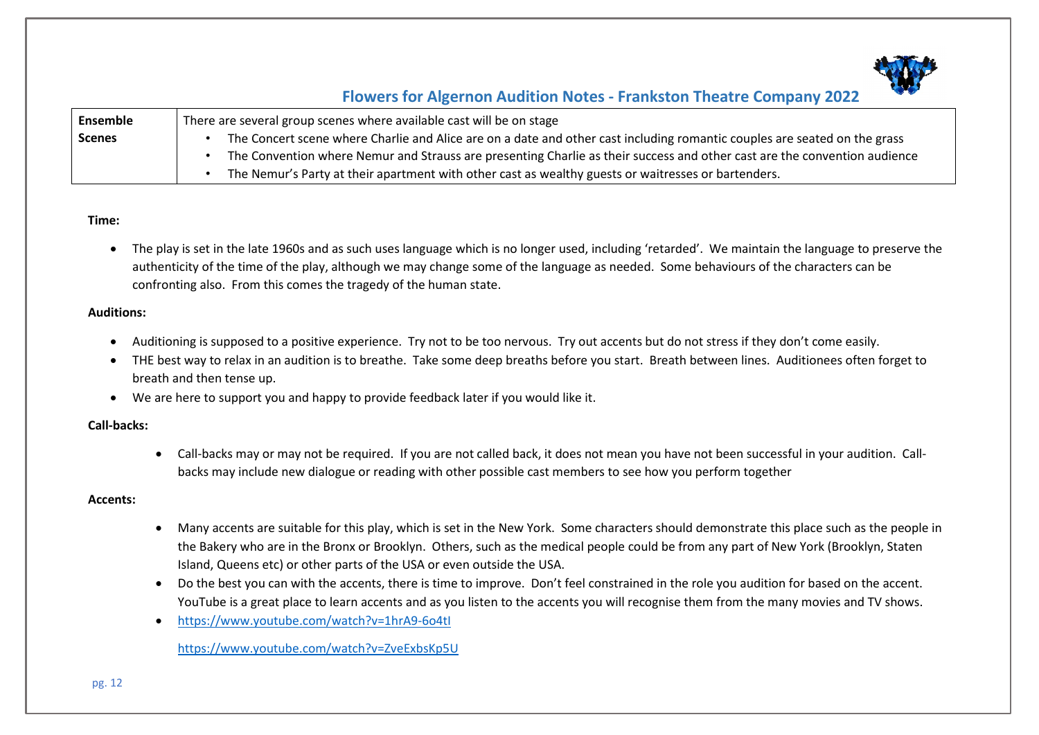| Ensemble Scenes | There are several group scenes where available cast will be on stage<br>• The Concert scene where Charlie and Alice are on a date and other cast including romantic couples are seated on the grass<br>• The Convention where Nemur and Strauss are presenting Charlie as their success and other cast are the convention audience<br>• The Nemur's Party at their apartment with other cast as wealthy guests or waitresses or bartenders. |
|---|---|

**Time:**

- The play is set in the late 1960s and as such uses language which is no longer used, including 'retarded'. We maintain the language to preserve the authenticity of the time of the play, although we may change some of the language as needed. Some behaviours of the characters can be confronting also. From this comes the tragedy of the human state.

**Auditions:**

- Auditioning is supposed to a positive experience. Try not to be too nervous. Try out accents but do not stress if they don't come easily.
- THE best way to relax in an audition is to breathe. Take some deep breaths before you start. Breath between lines. Auditionees often forget to breath and then tense up.
- We are here to support you and happy to provide feedback later if you would like it.

**Call-backs:**

- Call-backs may or may not be required. If you are not called back, it does not mean you have not been successful in your audition. Call-backs may include new dialogue or reading with other possible cast members to see how you perform together

**Accents:**

- Many accents are suitable for this play, which is set in the New York. Some characters should demonstrate this place such as the people in the Bakery who are in the Bronx or Brooklyn. Others, such as the medical people could be from any part of New York (Brooklyn, Staten Island, Queens etc) or other parts of the USA or even outside the USA.
- Do the best you can with the accents, there is time to improve. Don't feel constrained in the role you audition for based on the accent. YouTube is a great place to learn accents and as you listen to the accents you will recognise them from the many movies and TV shows.
- https://www.youtube.com/watch?v=1hrA9-6o4tI

  https://www.youtube.com/watch?v=ZveExbsKp5U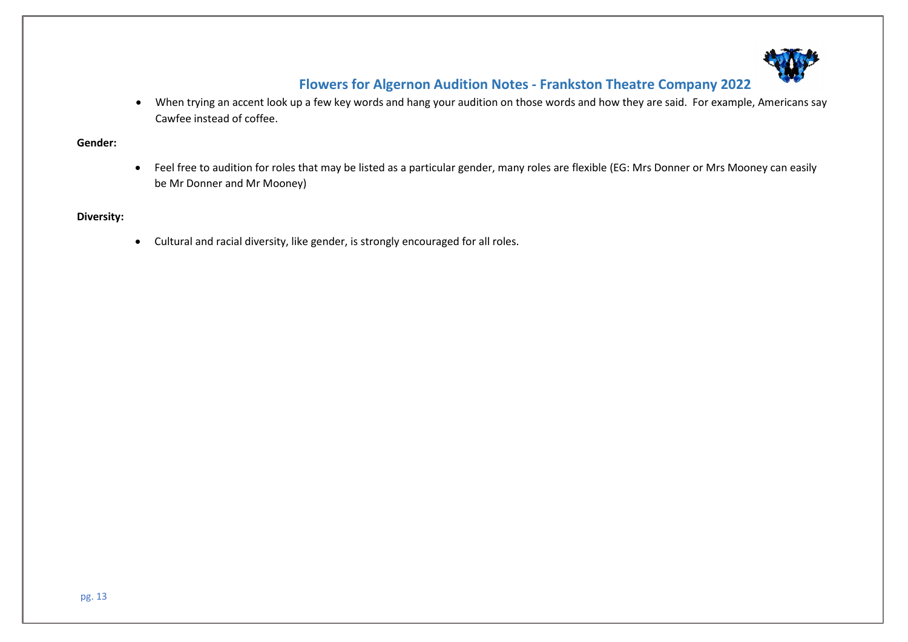- When trying an accent look up a few key words and hang your audition on those words and how they are said. For example, Americans say Cawfee instead of coffee.

**Gender:**

- Feel free to audition for roles that may be listed as a particular gender, many roles are flexible (EG: Mrs Donner or Mrs Mooney can easily be Mr Donner and Mr Mooney)

**Diversity:**

- Cultural and racial diversity, like gender, is strongly encouraged for all roles.